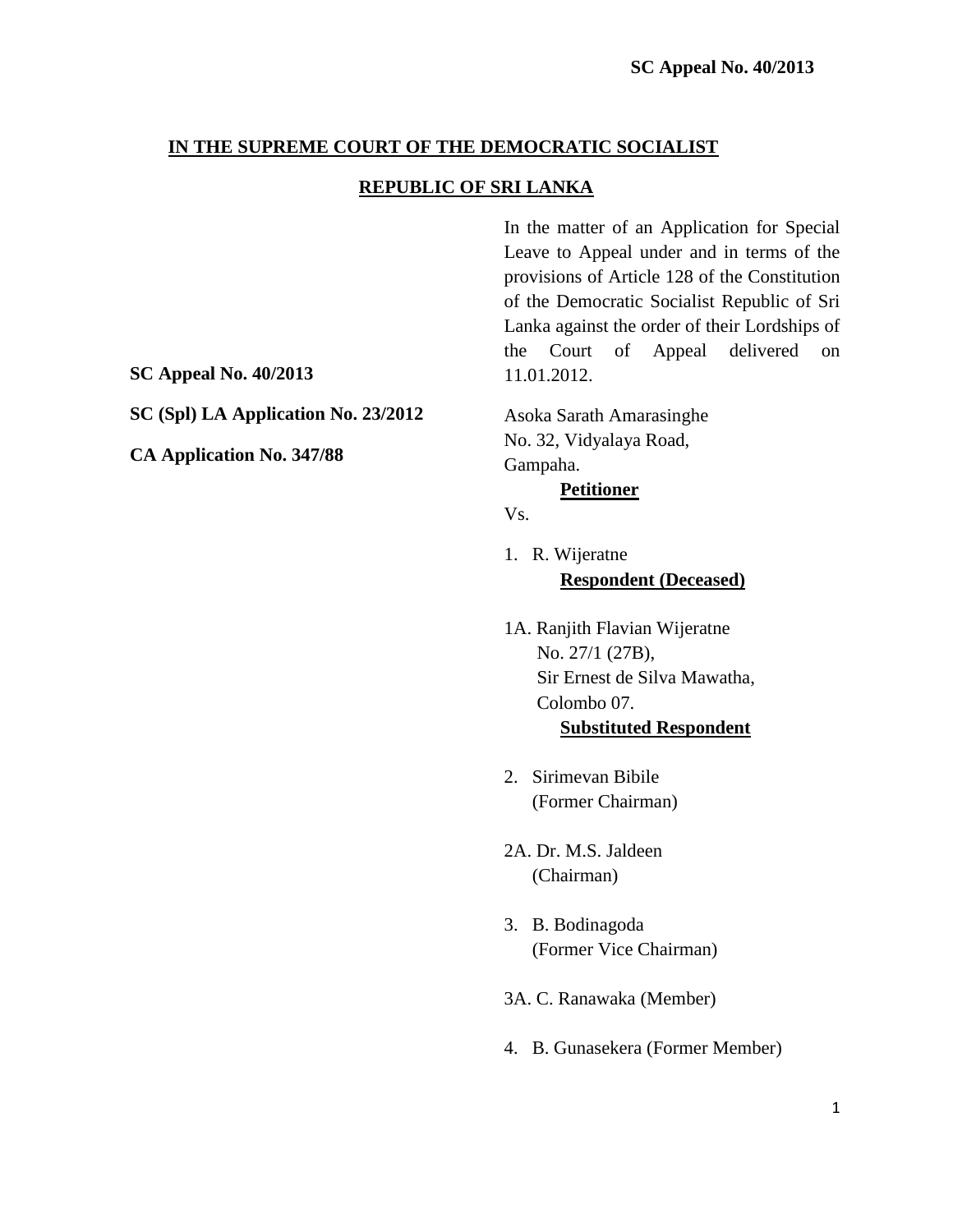**IN THE SUPREME COURT OF THE DEMOCRATIC SOCIALIST**

**REPUBLIC OF SRI LANKA**

In the matter of an Application for Special Leave to Appeal under and in terms of the provisions of Article 128 of the Constitution of the Democratic Socialist Republic of Sri Lanka against the order of their Lordships of the Court of Appeal delivered on 11.01.2012.

**SC Appeal No. 40/2013**

**SC (Spl) LA Application No. 23/2012**

**CA Application No. 347/88**

Asoka Sarath Amarasinghe
No. 32, Vidyalaya Road,
Gampaha.

**Petitioner**

Vs.

1. R. Wijeratne

**Respondent (Deceased)**

1A. Ranjith Flavian Wijeratne
No. 27/1 (27B),
Sir Ernest de Silva Mawatha,
Colombo 07.

**Substituted Respondent**

2. Sirimevan Bibile
(Former Chairman)

2A. Dr. M.S. Jaldeen
(Chairman)

3. B. Bodinagoda
(Former Vice Chairman)

3A. C. Ranawaka (Member)

4. B. Gunasekera (Former Member)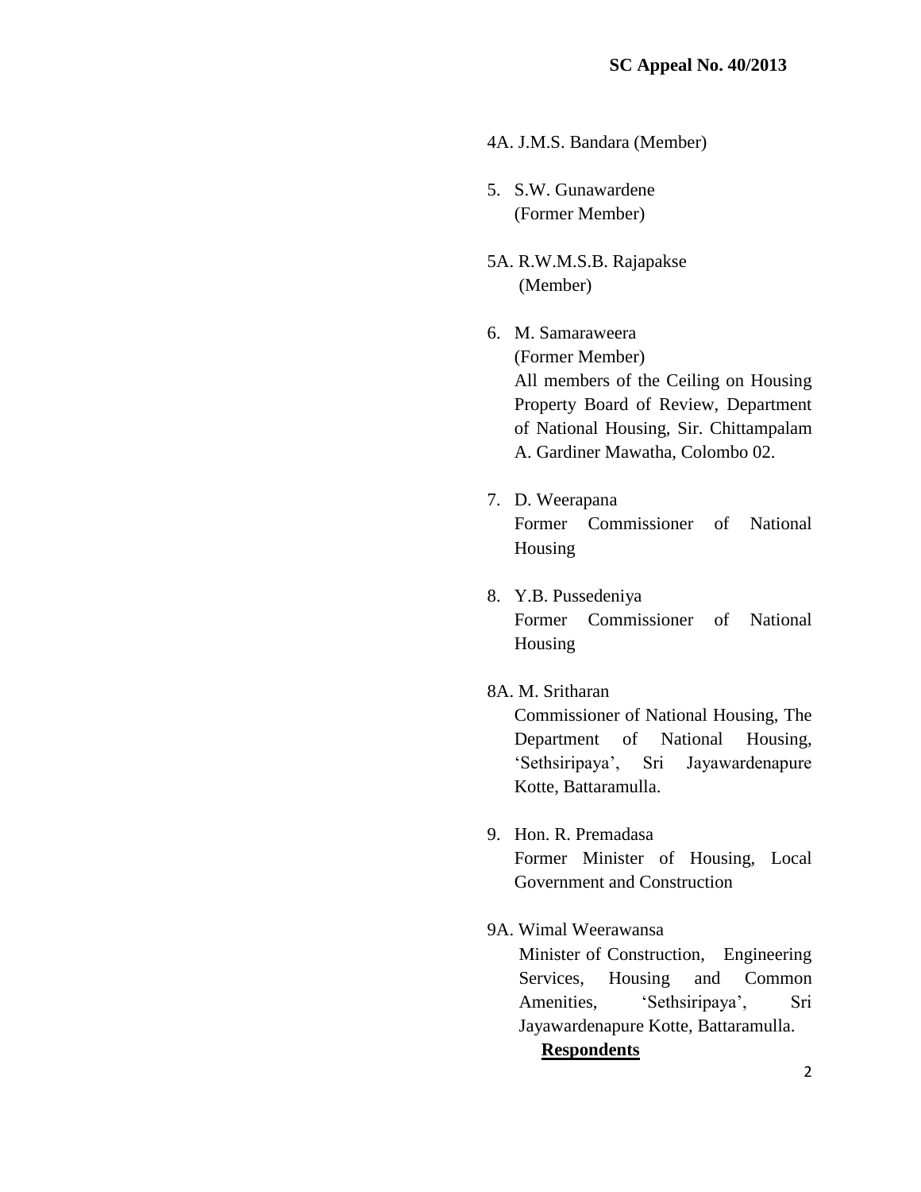4A. J.M.S. Bandara (Member)

5. S.W. Gunawardene
   (Former Member)

5A. R.W.M.S.B. Rajapakse
   (Member)

6. M. Samaraweera
   (Former Member)
   All members of the Ceiling on Housing Property Board of Review, Department of National Housing, Sir. Chittampalam A. Gardiner Mawatha, Colombo 02.

7. D. Weerapana
   Former Commissioner of National Housing

8. Y.B. Pussedeniya
   Former Commissioner of National Housing

8A. M. Sritharan
   Commissioner of National Housing, The Department of National Housing, 'Sethsiripaya', Sri Jayawardenapure Kotte, Battaramulla.

9. Hon. R. Premadasa
   Former Minister of Housing, Local Government and Construction

9A. Wimal Weerawansa
   Minister of Construction, Engineering Services, Housing and Common Amenities, 'Sethsiripaya', Sri Jayawardenapure Kotte, Battaramulla.

**Respondents**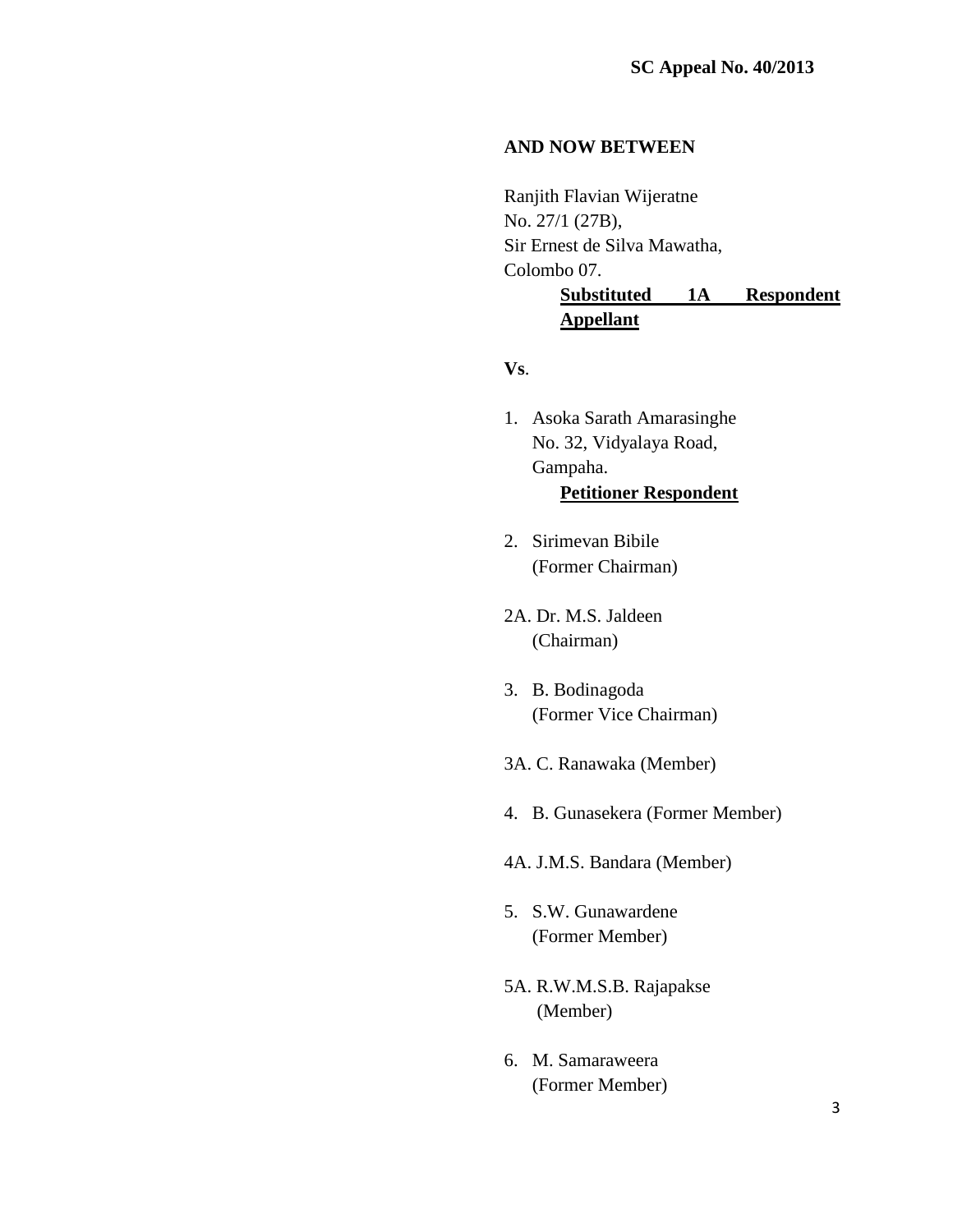**AND NOW BETWEEN**

Ranjith Flavian Wijeratne
No. 27/1 (27B),
Sir Ernest de Silva Mawatha,
Colombo 07.

**Substituted 1A Respondent Appellant**

**Vs**.

1. Asoka Sarath Amarasinghe
   No. 32, Vidyalaya Road,
   Gampaha.
   
   **Petitioner Respondent**

2. Sirimevan Bibile
   (Former Chairman)

2A. Dr. M.S. Jaldeen
   (Chairman)

3. B. Bodinagoda
   (Former Vice Chairman)

3A. C. Ranawaka (Member)

4. B. Gunasekera (Former Member)

4A. J.M.S. Bandara (Member)

5. S.W. Gunawardene
   (Former Member)

5A. R.W.M.S.B. Rajapakse
   (Member)

6. M. Samaraweera
   (Former Member)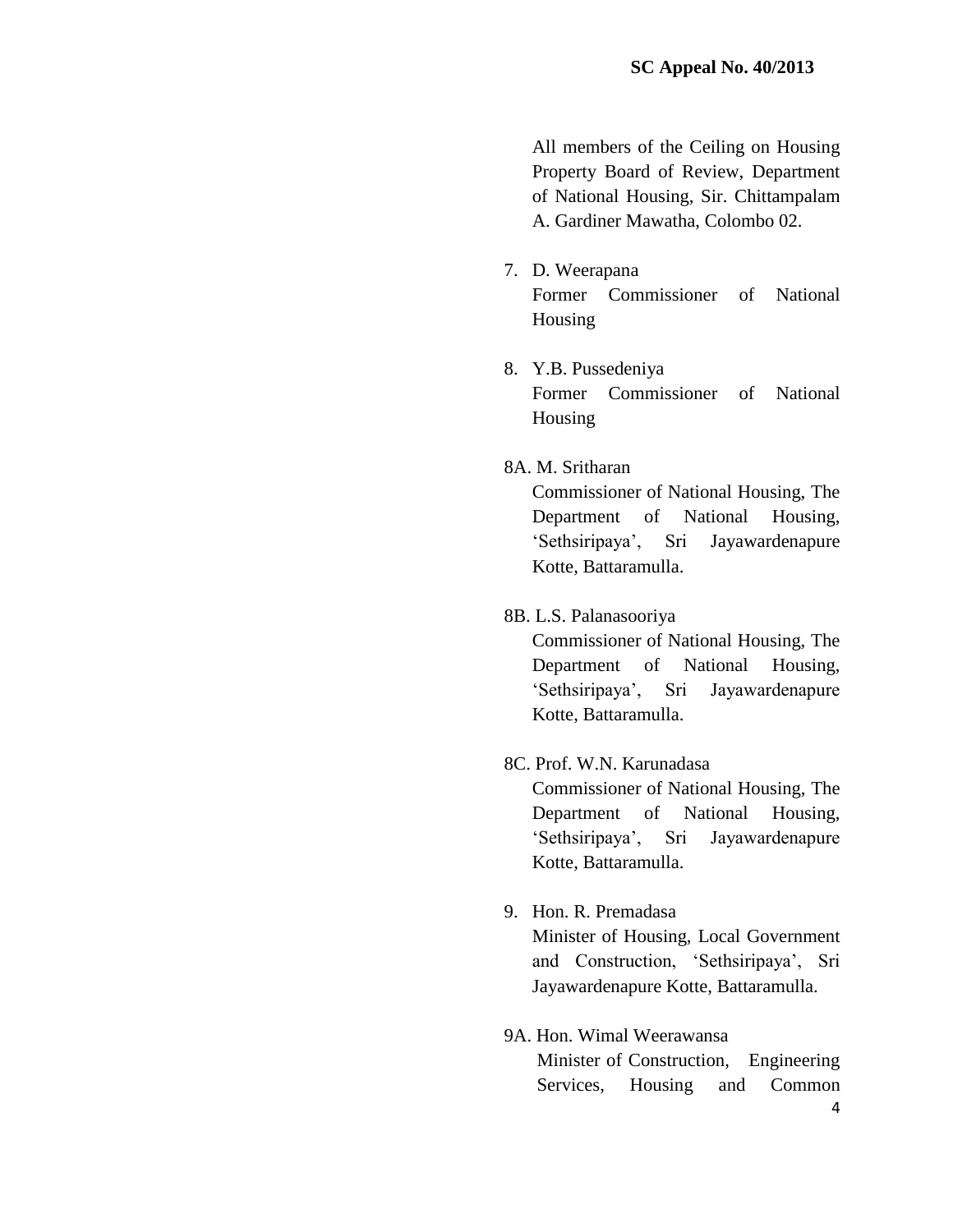All members of the Ceiling on Housing Property Board of Review, Department of National Housing, Sir. Chittampalam A. Gardiner Mawatha, Colombo 02.

7. D. Weerapana
   Former Commissioner of National Housing

8. Y.B. Pussedeniya
   Former Commissioner of National Housing

8A. M. Sritharan
   Commissioner of National Housing, The Department of National Housing, 'Sethsiripaya', Sri Jayawardenapure Kotte, Battaramulla.

8B. L.S. Palanasooriya
   Commissioner of National Housing, The Department of National Housing, 'Sethsiripaya', Sri Jayawardenapure Kotte, Battaramulla.

8C. Prof. W.N. Karunadasa
   Commissioner of National Housing, The Department of National Housing, 'Sethsiripaya', Sri Jayawardenapure Kotte, Battaramulla.

9. Hon. R. Premadasa
   Minister of Housing, Local Government and Construction, 'Sethsiripaya', Sri Jayawardenapure Kotte, Battaramulla.

9A. Hon. Wimal Weerawansa
   Minister of Construction, Engineering Services, Housing and Common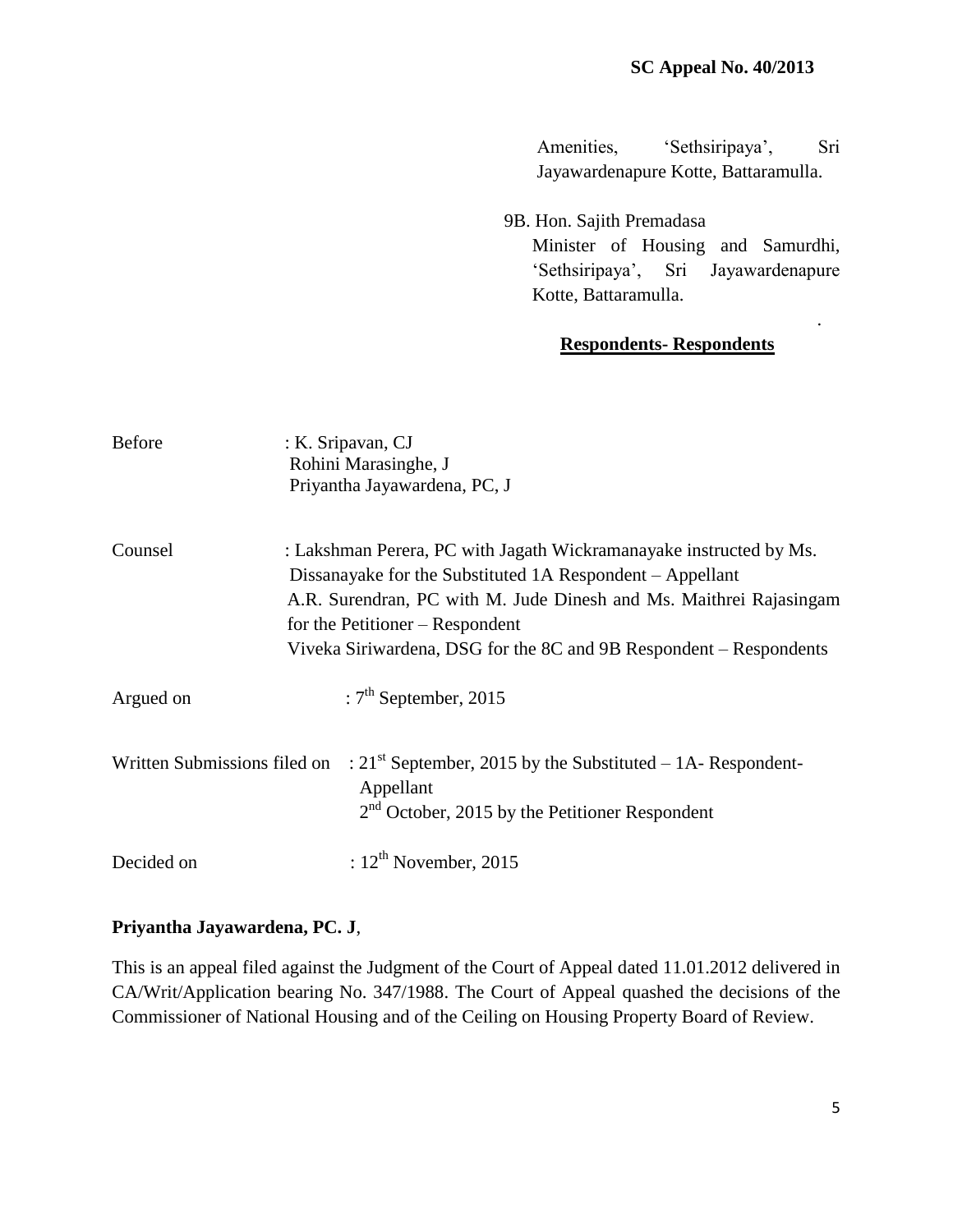Amenities, 'Sethsiripaya', Sri Jayawardenapure Kotte, Battaramulla.

9B. Hon. Sajith Premadasa
Minister of Housing and Samurdhi, 'Sethsiripaya', Sri Jayawardenapure Kotte, Battaramulla.

.

**Respondents- Respondents**

Before : K. Sripavan, CJ
Rohini Marasinghe, J
Priyantha Jayawardena, PC, J

Counsel : Lakshman Perera, PC with Jagath Wickramanayake instructed by Ms. Dissanayake for the Substituted 1A Respondent – Appellant
A.R. Surendran, PC with M. Jude Dinesh and Ms. Maithrei Rajasingam for the Petitioner – Respondent
Viveka Siriwardena, DSG for the 8C and 9B Respondent – Respondents

Argued on : 7th September, 2015

Written Submissions filed on : 21st September, 2015 by the Substituted – 1A- Respondent- Appellant
2nd October, 2015 by the Petitioner Respondent

Decided on : 12th November, 2015

**Priyantha Jayawardena, PC. J**,

This is an appeal filed against the Judgment of the Court of Appeal dated 11.01.2012 delivered in CA/Writ/Application bearing No. 347/1988. The Court of Appeal quashed the decisions of the Commissioner of National Housing and of the Ceiling on Housing Property Board of Review.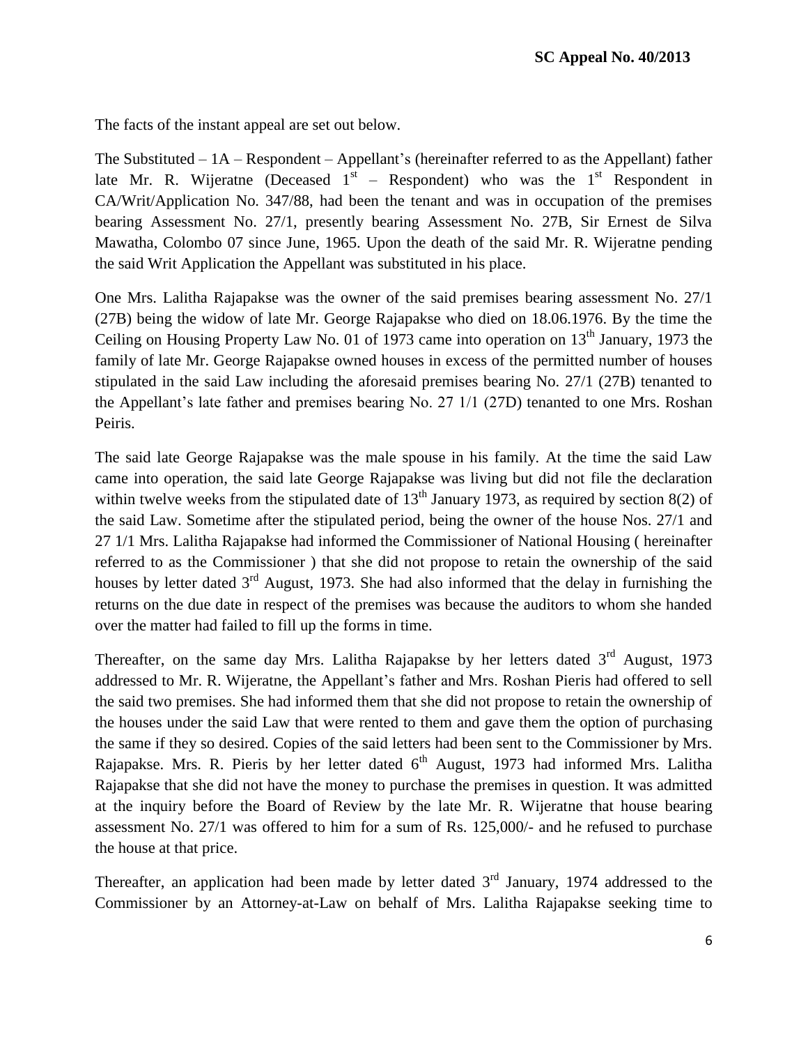The facts of the instant appeal are set out below.

The Substituted – 1A – Respondent – Appellant's (hereinafter referred to as the Appellant) father late Mr. R. Wijeratne (Deceased 1st – Respondent) who was the 1st Respondent in CA/Writ/Application No. 347/88, had been the tenant and was in occupation of the premises bearing Assessment No. 27/1, presently bearing Assessment No. 27B, Sir Ernest de Silva Mawatha, Colombo 07 since June, 1965. Upon the death of the said Mr. R. Wijeratne pending the said Writ Application the Appellant was substituted in his place.

One Mrs. Lalitha Rajapakse was the owner of the said premises bearing assessment No. 27/1 (27B) being the widow of late Mr. George Rajapakse who died on 18.06.1976. By the time the Ceiling on Housing Property Law No. 01 of 1973 came into operation on 13th January, 1973 the family of late Mr. George Rajapakse owned houses in excess of the permitted number of houses stipulated in the said Law including the aforesaid premises bearing No. 27/1 (27B) tenanted to the Appellant's late father and premises bearing No. 27 1/1 (27D) tenanted to one Mrs. Roshan Peiris.

The said late George Rajapakse was the male spouse in his family. At the time the said Law came into operation, the said late George Rajapakse was living but did not file the declaration within twelve weeks from the stipulated date of 13th January 1973, as required by section 8(2) of the said Law. Sometime after the stipulated period, being the owner of the house Nos. 27/1 and 27 1/1 Mrs. Lalitha Rajapakse had informed the Commissioner of National Housing ( hereinafter referred to as the Commissioner ) that she did not propose to retain the ownership of the said houses by letter dated 3rd August, 1973. She had also informed that the delay in furnishing the returns on the due date in respect of the premises was because the auditors to whom she handed over the matter had failed to fill up the forms in time.

Thereafter, on the same day Mrs. Lalitha Rajapakse by her letters dated 3rd August, 1973 addressed to Mr. R. Wijeratne, the Appellant's father and Mrs. Roshan Pieris had offered to sell the said two premises. She had informed them that she did not propose to retain the ownership of the houses under the said Law that were rented to them and gave them the option of purchasing the same if they so desired. Copies of the said letters had been sent to the Commissioner by Mrs. Rajapakse. Mrs. R. Pieris by her letter dated 6th August, 1973 had informed Mrs. Lalitha Rajapakse that she did not have the money to purchase the premises in question. It was admitted at the inquiry before the Board of Review by the late Mr. R. Wijeratne that house bearing assessment No. 27/1 was offered to him for a sum of Rs. 125,000/- and he refused to purchase the house at that price.

Thereafter, an application had been made by letter dated 3rd January, 1974 addressed to the Commissioner by an Attorney-at-Law on behalf of Mrs. Lalitha Rajapakse seeking time to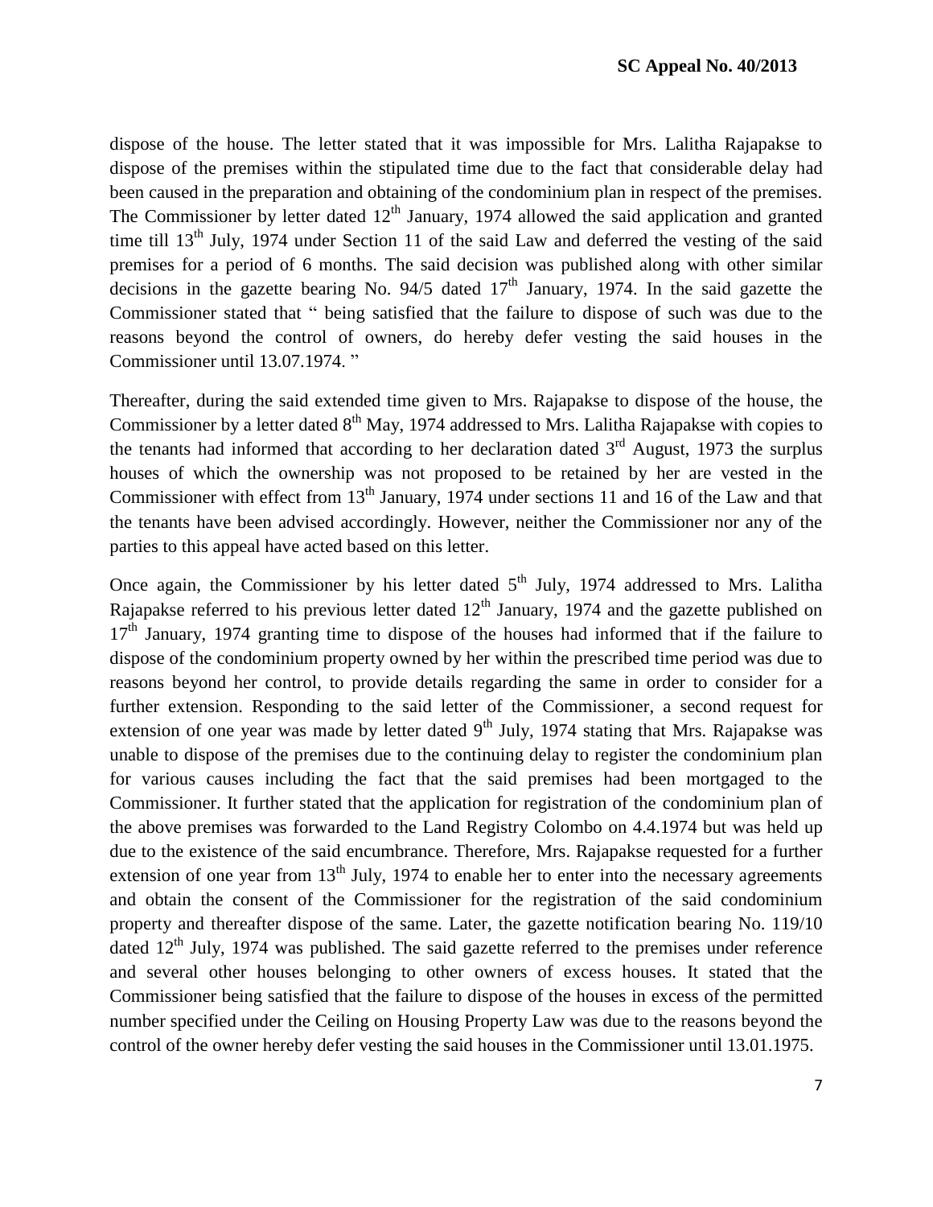dispose of the house. The letter stated that it was impossible for Mrs. Lalitha Rajapakse to dispose of the premises within the stipulated time due to the fact that considerable delay had been caused in the preparation and obtaining of the condominium plan in respect of the premises. The Commissioner by letter dated 12th January, 1974 allowed the said application and granted time till 13th July, 1974 under Section 11 of the said Law and deferred the vesting of the said premises for a period of 6 months. The said decision was published along with other similar decisions in the gazette bearing No. 94/5 dated 17th January, 1974. In the said gazette the Commissioner stated that " being satisfied that the failure to dispose of such was due to the reasons beyond the control of owners, do hereby defer vesting the said houses in the Commissioner until 13.07.1974. "

Thereafter, during the said extended time given to Mrs. Rajapakse to dispose of the house, the Commissioner by a letter dated 8th May, 1974 addressed to Mrs. Lalitha Rajapakse with copies to the tenants had informed that according to her declaration dated 3rd August, 1973 the surplus houses of which the ownership was not proposed to be retained by her are vested in the Commissioner with effect from 13th January, 1974 under sections 11 and 16 of the Law and that the tenants have been advised accordingly. However, neither the Commissioner nor any of the parties to this appeal have acted based on this letter.

Once again, the Commissioner by his letter dated 5th July, 1974 addressed to Mrs. Lalitha Rajapakse referred to his previous letter dated 12th January, 1974 and the gazette published on 17th January, 1974 granting time to dispose of the houses had informed that if the failure to dispose of the condominium property owned by her within the prescribed time period was due to reasons beyond her control, to provide details regarding the same in order to consider for a further extension. Responding to the said letter of the Commissioner, a second request for extension of one year was made by letter dated 9th July, 1974 stating that Mrs. Rajapakse was unable to dispose of the premises due to the continuing delay to register the condominium plan for various causes including the fact that the said premises had been mortgaged to the Commissioner. It further stated that the application for registration of the condominium plan of the above premises was forwarded to the Land Registry Colombo on 4.4.1974 but was held up due to the existence of the said encumbrance. Therefore, Mrs. Rajapakse requested for a further extension of one year from 13th July, 1974 to enable her to enter into the necessary agreements and obtain the consent of the Commissioner for the registration of the said condominium property and thereafter dispose of the same. Later, the gazette notification bearing No. 119/10 dated 12th July, 1974 was published. The said gazette referred to the premises under reference and several other houses belonging to other owners of excess houses. It stated that the Commissioner being satisfied that the failure to dispose of the houses in excess of the permitted number specified under the Ceiling on Housing Property Law was due to the reasons beyond the control of the owner hereby defer vesting the said houses in the Commissioner until 13.01.1975.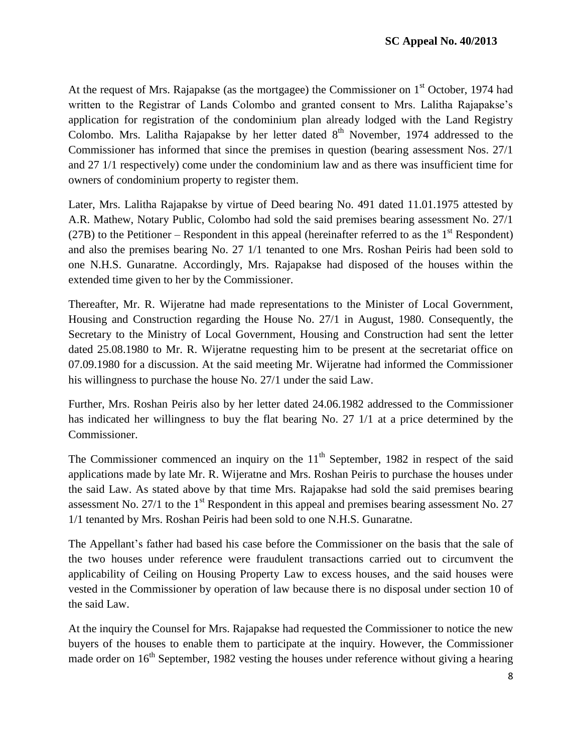At the request of Mrs. Rajapakse (as the mortgagee) the Commissioner on 1st October, 1974 had written to the Registrar of Lands Colombo and granted consent to Mrs. Lalitha Rajapakse's application for registration of the condominium plan already lodged with the Land Registry Colombo. Mrs. Lalitha Rajapakse by her letter dated 8th November, 1974 addressed to the Commissioner has informed that since the premises in question (bearing assessment Nos. 27/1 and 27 1/1 respectively) come under the condominium law and as there was insufficient time for owners of condominium property to register them.

Later, Mrs. Lalitha Rajapakse by virtue of Deed bearing No. 491 dated 11.01.1975 attested by A.R. Mathew, Notary Public, Colombo had sold the said premises bearing assessment No. 27/1 (27B) to the Petitioner – Respondent in this appeal (hereinafter referred to as the 1st Respondent) and also the premises bearing No. 27 1/1 tenanted to one Mrs. Roshan Peiris had been sold to one N.H.S. Gunaratne. Accordingly, Mrs. Rajapakse had disposed of the houses within the extended time given to her by the Commissioner.

Thereafter, Mr. R. Wijeratne had made representations to the Minister of Local Government, Housing and Construction regarding the House No. 27/1 in August, 1980. Consequently, the Secretary to the Ministry of Local Government, Housing and Construction had sent the letter dated 25.08.1980 to Mr. R. Wijeratne requesting him to be present at the secretariat office on 07.09.1980 for a discussion. At the said meeting Mr. Wijeratne had informed the Commissioner his willingness to purchase the house No. 27/1 under the said Law.

Further, Mrs. Roshan Peiris also by her letter dated 24.06.1982 addressed to the Commissioner has indicated her willingness to buy the flat bearing No. 27 1/1 at a price determined by the Commissioner.

The Commissioner commenced an inquiry on the 11th September, 1982 in respect of the said applications made by late Mr. R. Wijeratne and Mrs. Roshan Peiris to purchase the houses under the said Law. As stated above by that time Mrs. Rajapakse had sold the said premises bearing assessment No. 27/1 to the 1st Respondent in this appeal and premises bearing assessment No. 27 1/1 tenanted by Mrs. Roshan Peiris had been sold to one N.H.S. Gunaratne.

The Appellant's father had based his case before the Commissioner on the basis that the sale of the two houses under reference were fraudulent transactions carried out to circumvent the applicability of Ceiling on Housing Property Law to excess houses, and the said houses were vested in the Commissioner by operation of law because there is no disposal under section 10 of the said Law.

At the inquiry the Counsel for Mrs. Rajapakse had requested the Commissioner to notice the new buyers of the houses to enable them to participate at the inquiry. However, the Commissioner made order on 16th September, 1982 vesting the houses under reference without giving a hearing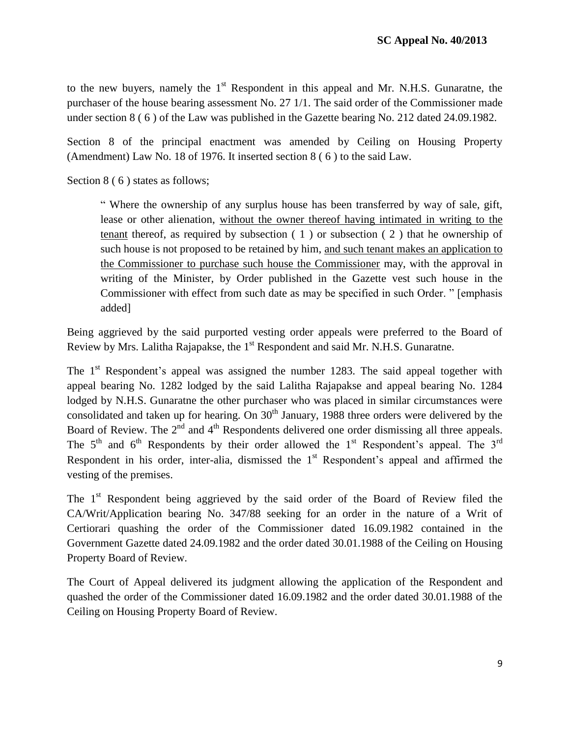to the new buyers, namely the 1st Respondent in this appeal and Mr. N.H.S. Gunaratne, the purchaser of the house bearing assessment No. 27 1/1. The said order of the Commissioner made under section 8 ( 6 ) of the Law was published in the Gazette bearing No. 212 dated 24.09.1982.

Section 8 of the principal enactment was amended by Ceiling on Housing Property (Amendment) Law No. 18 of 1976. It inserted section 8 ( 6 ) to the said Law.

Section 8 ( 6 ) states as follows;

> " Where the ownership of any surplus house has been transferred by way of sale, gift, lease or other alienation, <u>without the owner thereof having intimated in writing to the tenant</u> thereof, as required by subsection ( 1 ) or subsection ( 2 ) that he ownership of such house is not proposed to be retained by him, <u>and such tenant makes an application to the Commissioner to purchase such house the Commissioner</u> may, with the approval in writing of the Minister, by Order published in the Gazette vest such house in the Commissioner with effect from such date as may be specified in such Order. " [emphasis added]

Being aggrieved by the said purported vesting order appeals were preferred to the Board of Review by Mrs. Lalitha Rajapakse, the 1st Respondent and said Mr. N.H.S. Gunaratne.

The 1st Respondent's appeal was assigned the number 1283. The said appeal together with appeal bearing No. 1282 lodged by the said Lalitha Rajapakse and appeal bearing No. 1284 lodged by N.H.S. Gunaratne the other purchaser who was placed in similar circumstances were consolidated and taken up for hearing. On 30th January, 1988 three orders were delivered by the Board of Review. The 2nd and 4th Respondents delivered one order dismissing all three appeals. The 5th and 6th Respondents by their order allowed the 1st Respondent's appeal. The 3rd Respondent in his order, inter-alia, dismissed the 1st Respondent's appeal and affirmed the vesting of the premises.

The 1st Respondent being aggrieved by the said order of the Board of Review filed the CA/Writ/Application bearing No. 347/88 seeking for an order in the nature of a Writ of Certiorari quashing the order of the Commissioner dated 16.09.1982 contained in the Government Gazette dated 24.09.1982 and the order dated 30.01.1988 of the Ceiling on Housing Property Board of Review.

The Court of Appeal delivered its judgment allowing the application of the Respondent and quashed the order of the Commissioner dated 16.09.1982 and the order dated 30.01.1988 of the Ceiling on Housing Property Board of Review.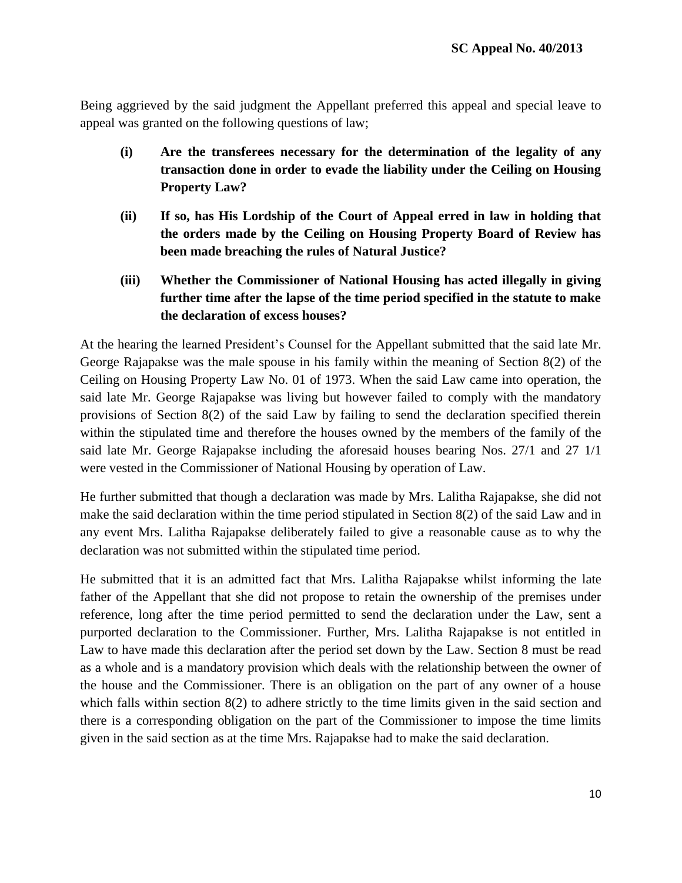Being aggrieved by the said judgment the Appellant preferred this appeal and special leave to appeal was granted on the following questions of law;

- **(i) Are the transferees necessary for the determination of the legality of any transaction done in order to evade the liability under the Ceiling on Housing Property Law?**
- **(ii) If so, has His Lordship of the Court of Appeal erred in law in holding that the orders made by the Ceiling on Housing Property Board of Review has been made breaching the rules of Natural Justice?**
- **(iii) Whether the Commissioner of National Housing has acted illegally in giving further time after the lapse of the time period specified in the statute to make the declaration of excess houses?**

At the hearing the learned President's Counsel for the Appellant submitted that the said late Mr. George Rajapakse was the male spouse in his family within the meaning of Section 8(2) of the Ceiling on Housing Property Law No. 01 of 1973. When the said Law came into operation, the said late Mr. George Rajapakse was living but however failed to comply with the mandatory provisions of Section 8(2) of the said Law by failing to send the declaration specified therein within the stipulated time and therefore the houses owned by the members of the family of the said late Mr. George Rajapakse including the aforesaid houses bearing Nos. 27/1 and 27 1/1 were vested in the Commissioner of National Housing by operation of Law.

He further submitted that though a declaration was made by Mrs. Lalitha Rajapakse, she did not make the said declaration within the time period stipulated in Section 8(2) of the said Law and in any event Mrs. Lalitha Rajapakse deliberately failed to give a reasonable cause as to why the declaration was not submitted within the stipulated time period.

He submitted that it is an admitted fact that Mrs. Lalitha Rajapakse whilst informing the late father of the Appellant that she did not propose to retain the ownership of the premises under reference, long after the time period permitted to send the declaration under the Law, sent a purported declaration to the Commissioner. Further, Mrs. Lalitha Rajapakse is not entitled in Law to have made this declaration after the period set down by the Law. Section 8 must be read as a whole and is a mandatory provision which deals with the relationship between the owner of the house and the Commissioner. There is an obligation on the part of any owner of a house which falls within section 8(2) to adhere strictly to the time limits given in the said section and there is a corresponding obligation on the part of the Commissioner to impose the time limits given in the said section as at the time Mrs. Rajapakse had to make the said declaration.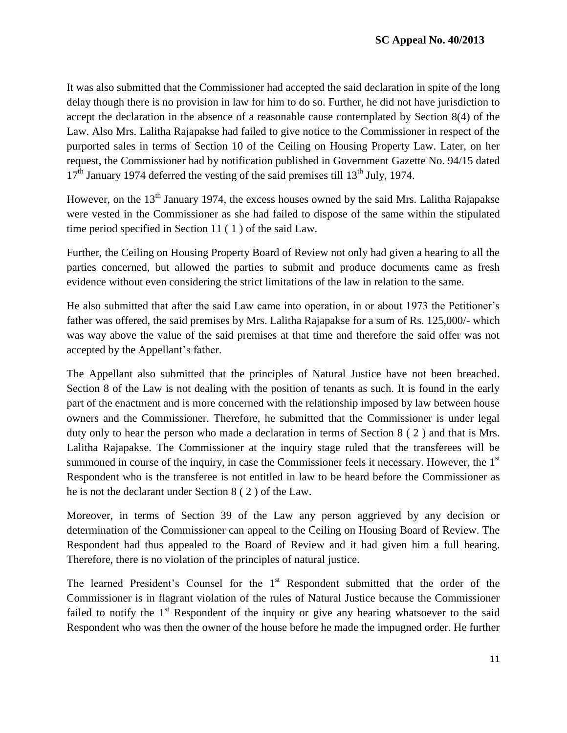It was also submitted that the Commissioner had accepted the said declaration in spite of the long delay though there is no provision in law for him to do so. Further, he did not have jurisdiction to accept the declaration in the absence of a reasonable cause contemplated by Section 8(4) of the Law. Also Mrs. Lalitha Rajapakse had failed to give notice to the Commissioner in respect of the purported sales in terms of Section 10 of the Ceiling on Housing Property Law. Later, on her request, the Commissioner had by notification published in Government Gazette No. 94/15 dated 17th January 1974 deferred the vesting of the said premises till 13th July, 1974.

However, on the 13th January 1974, the excess houses owned by the said Mrs. Lalitha Rajapakse were vested in the Commissioner as she had failed to dispose of the same within the stipulated time period specified in Section 11 ( 1 ) of the said Law.

Further, the Ceiling on Housing Property Board of Review not only had given a hearing to all the parties concerned, but allowed the parties to submit and produce documents came as fresh evidence without even considering the strict limitations of the law in relation to the same.

He also submitted that after the said Law came into operation, in or about 1973 the Petitioner's father was offered, the said premises by Mrs. Lalitha Rajapakse for a sum of Rs. 125,000/- which was way above the value of the said premises at that time and therefore the said offer was not accepted by the Appellant's father.

The Appellant also submitted that the principles of Natural Justice have not been breached. Section 8 of the Law is not dealing with the position of tenants as such. It is found in the early part of the enactment and is more concerned with the relationship imposed by law between house owners and the Commissioner. Therefore, he submitted that the Commissioner is under legal duty only to hear the person who made a declaration in terms of Section 8 ( 2 ) and that is Mrs. Lalitha Rajapakse. The Commissioner at the inquiry stage ruled that the transferees will be summoned in course of the inquiry, in case the Commissioner feels it necessary. However, the 1st Respondent who is the transferee is not entitled in law to be heard before the Commissioner as he is not the declarant under Section 8 ( 2 ) of the Law.

Moreover, in terms of Section 39 of the Law any person aggrieved by any decision or determination of the Commissioner can appeal to the Ceiling on Housing Board of Review. The Respondent had thus appealed to the Board of Review and it had given him a full hearing. Therefore, there is no violation of the principles of natural justice.

The learned President's Counsel for the 1st Respondent submitted that the order of the Commissioner is in flagrant violation of the rules of Natural Justice because the Commissioner failed to notify the 1st Respondent of the inquiry or give any hearing whatsoever to the said Respondent who was then the owner of the house before he made the impugned order. He further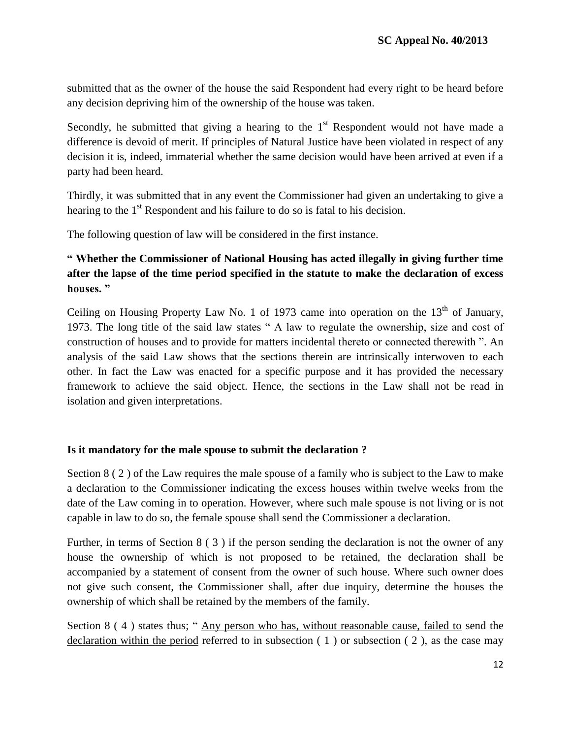submitted that as the owner of the house the said Respondent had every right to be heard before any decision depriving him of the ownership of the house was taken.

Secondly, he submitted that giving a hearing to the 1st Respondent would not have made a difference is devoid of merit. If principles of Natural Justice have been violated in respect of any decision it is, indeed, immaterial whether the same decision would have been arrived at even if a party had been heard.

Thirdly, it was submitted that in any event the Commissioner had given an undertaking to give a hearing to the 1st Respondent and his failure to do so is fatal to his decision.

The following question of law will be considered in the first instance.

**" Whether the Commissioner of National Housing has acted illegally in giving further time after the lapse of the time period specified in the statute to make the declaration of excess houses. "**

Ceiling on Housing Property Law No. 1 of 1973 came into operation on the 13th of January, 1973. The long title of the said law states " A law to regulate the ownership, size and cost of construction of houses and to provide for matters incidental thereto or connected therewith ". An analysis of the said Law shows that the sections therein are intrinsically interwoven to each other. In fact the Law was enacted for a specific purpose and it has provided the necessary framework to achieve the said object. Hence, the sections in the Law shall not be read in isolation and given interpretations.

**Is it mandatory for the male spouse to submit the declaration ?**

Section 8 ( 2 ) of the Law requires the male spouse of a family who is subject to the Law to make a declaration to the Commissioner indicating the excess houses within twelve weeks from the date of the Law coming in to operation. However, where such male spouse is not living or is not capable in law to do so, the female spouse shall send the Commissioner a declaration.

Further, in terms of Section 8 ( 3 ) if the person sending the declaration is not the owner of any house the ownership of which is not proposed to be retained, the declaration shall be accompanied by a statement of consent from the owner of such house. Where such owner does not give such consent, the Commissioner shall, after due inquiry, determine the houses the ownership of which shall be retained by the members of the family.

Section 8 ( 4 ) states thus; " Any person who has, without reasonable cause, failed to send the declaration within the period referred to in subsection ( 1 ) or subsection ( 2 ), as the case may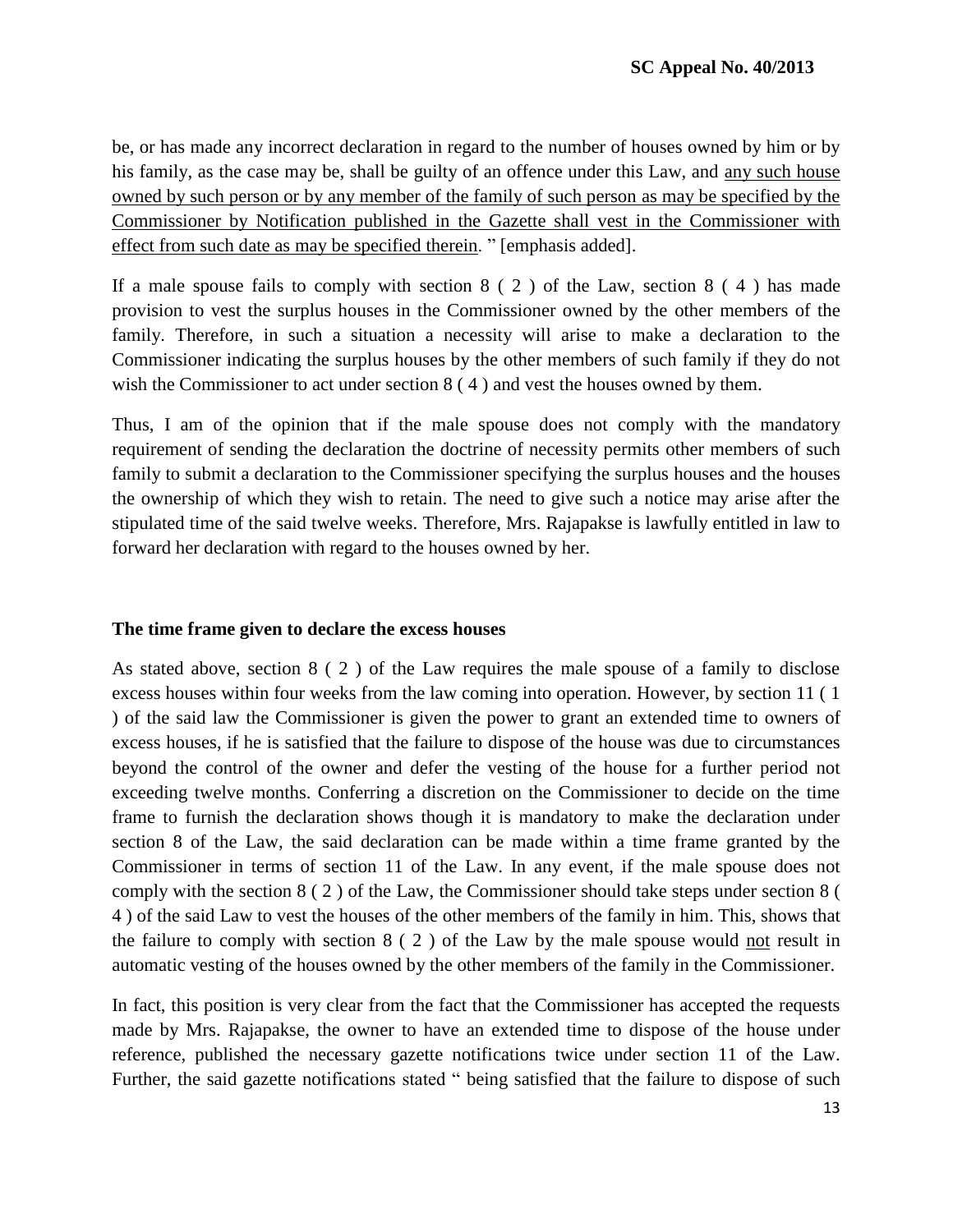be, or has made any incorrect declaration in regard to the number of houses owned by him or by his family, as the case may be, shall be guilty of an offence under this Law, and <u>any such house owned by such person or by any member of the family of such person as may be specified by the Commissioner by Notification published in the Gazette shall vest in the Commissioner with effect from such date as may be specified therein</u>. " [emphasis added].

If a male spouse fails to comply with section 8 ( 2 ) of the Law, section 8 ( 4 ) has made provision to vest the surplus houses in the Commissioner owned by the other members of the family. Therefore, in such a situation a necessity will arise to make a declaration to the Commissioner indicating the surplus houses by the other members of such family if they do not wish the Commissioner to act under section 8 ( 4 ) and vest the houses owned by them.

Thus, I am of the opinion that if the male spouse does not comply with the mandatory requirement of sending the declaration the doctrine of necessity permits other members of such family to submit a declaration to the Commissioner specifying the surplus houses and the houses the ownership of which they wish to retain. The need to give such a notice may arise after the stipulated time of the said twelve weeks. Therefore, Mrs. Rajapakse is lawfully entitled in law to forward her declaration with regard to the houses owned by her.

**The time frame given to declare the excess houses**

As stated above, section 8 ( 2 ) of the Law requires the male spouse of a family to disclose excess houses within four weeks from the law coming into operation. However, by section 11 ( 1 ) of the said law the Commissioner is given the power to grant an extended time to owners of excess houses, if he is satisfied that the failure to dispose of the house was due to circumstances beyond the control of the owner and defer the vesting of the house for a further period not exceeding twelve months. Conferring a discretion on the Commissioner to decide on the time frame to furnish the declaration shows though it is mandatory to make the declaration under section 8 of the Law, the said declaration can be made within a time frame granted by the Commissioner in terms of section 11 of the Law. In any event, if the male spouse does not comply with the section 8 ( 2 ) of the Law, the Commissioner should take steps under section 8 ( 4 ) of the said Law to vest the houses of the other members of the family in him. This, shows that the failure to comply with section 8 ( 2 ) of the Law by the male spouse would <u>not</u> result in automatic vesting of the houses owned by the other members of the family in the Commissioner.

In fact, this position is very clear from the fact that the Commissioner has accepted the requests made by Mrs. Rajapakse, the owner to have an extended time to dispose of the house under reference, published the necessary gazette notifications twice under section 11 of the Law. Further, the said gazette notifications stated " being satisfied that the failure to dispose of such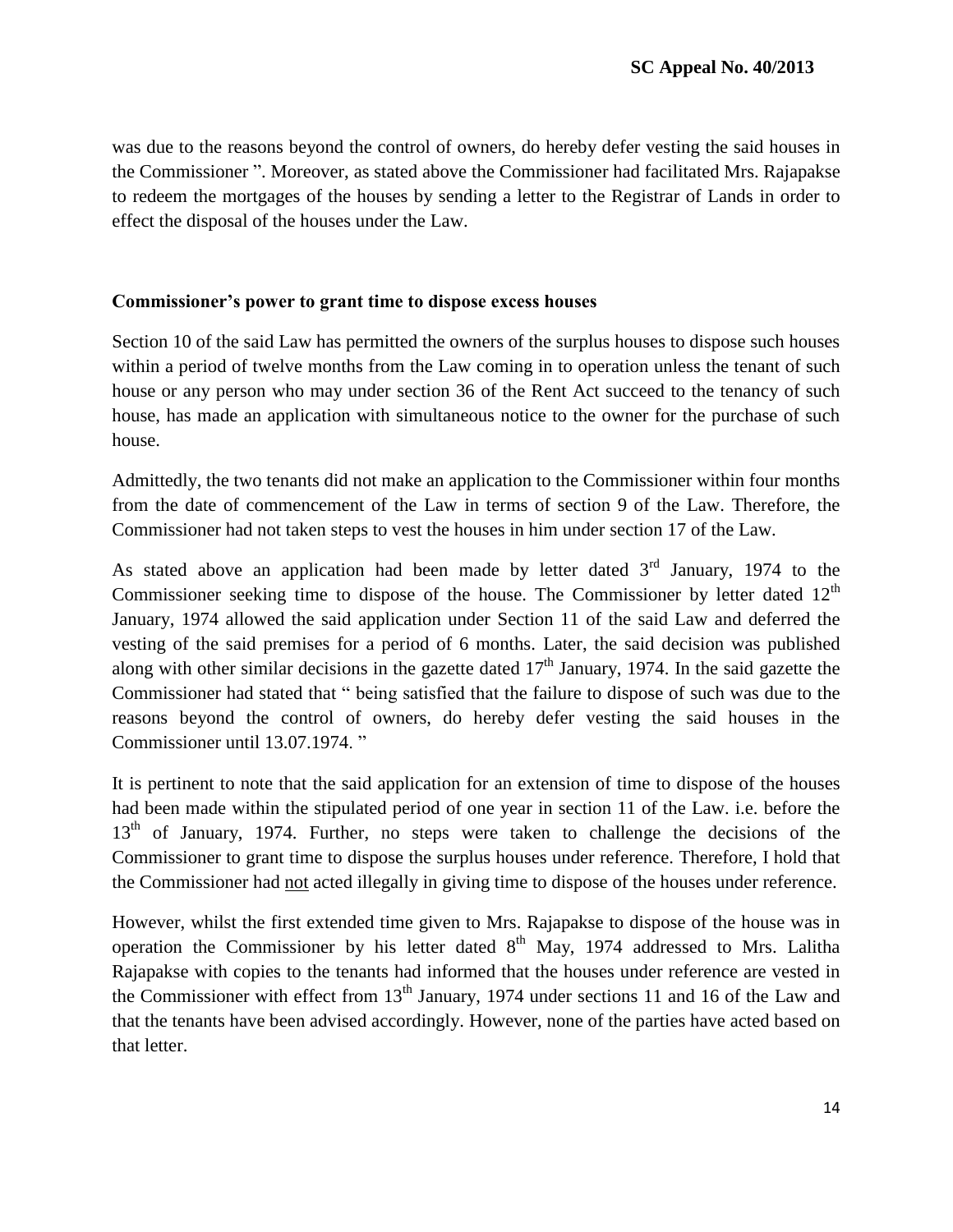was due to the reasons beyond the control of owners, do hereby defer vesting the said houses in the Commissioner ". Moreover, as stated above the Commissioner had facilitated Mrs. Rajapakse to redeem the mortgages of the houses by sending a letter to the Registrar of Lands in order to effect the disposal of the houses under the Law.

**Commissioner's power to grant time to dispose excess houses**

Section 10 of the said Law has permitted the owners of the surplus houses to dispose such houses within a period of twelve months from the Law coming in to operation unless the tenant of such house or any person who may under section 36 of the Rent Act succeed to the tenancy of such house, has made an application with simultaneous notice to the owner for the purchase of such house.

Admittedly, the two tenants did not make an application to the Commissioner within four months from the date of commencement of the Law in terms of section 9 of the Law. Therefore, the Commissioner had not taken steps to vest the houses in him under section 17 of the Law.

As stated above an application had been made by letter dated 3rd January, 1974 to the Commissioner seeking time to dispose of the house. The Commissioner by letter dated 12th January, 1974 allowed the said application under Section 11 of the said Law and deferred the vesting of the said premises for a period of 6 months. Later, the said decision was published along with other similar decisions in the gazette dated 17th January, 1974. In the said gazette the Commissioner had stated that " being satisfied that the failure to dispose of such was due to the reasons beyond the control of owners, do hereby defer vesting the said houses in the Commissioner until 13.07.1974. "

It is pertinent to note that the said application for an extension of time to dispose of the houses had been made within the stipulated period of one year in section 11 of the Law. i.e. before the 13th of January, 1974. Further, no steps were taken to challenge the decisions of the Commissioner to grant time to dispose the surplus houses under reference. Therefore, I hold that the Commissioner had <u>not</u> acted illegally in giving time to dispose of the houses under reference.

However, whilst the first extended time given to Mrs. Rajapakse to dispose of the house was in operation the Commissioner by his letter dated 8th May, 1974 addressed to Mrs. Lalitha Rajapakse with copies to the tenants had informed that the houses under reference are vested in the Commissioner with effect from 13th January, 1974 under sections 11 and 16 of the Law and that the tenants have been advised accordingly. However, none of the parties have acted based on that letter.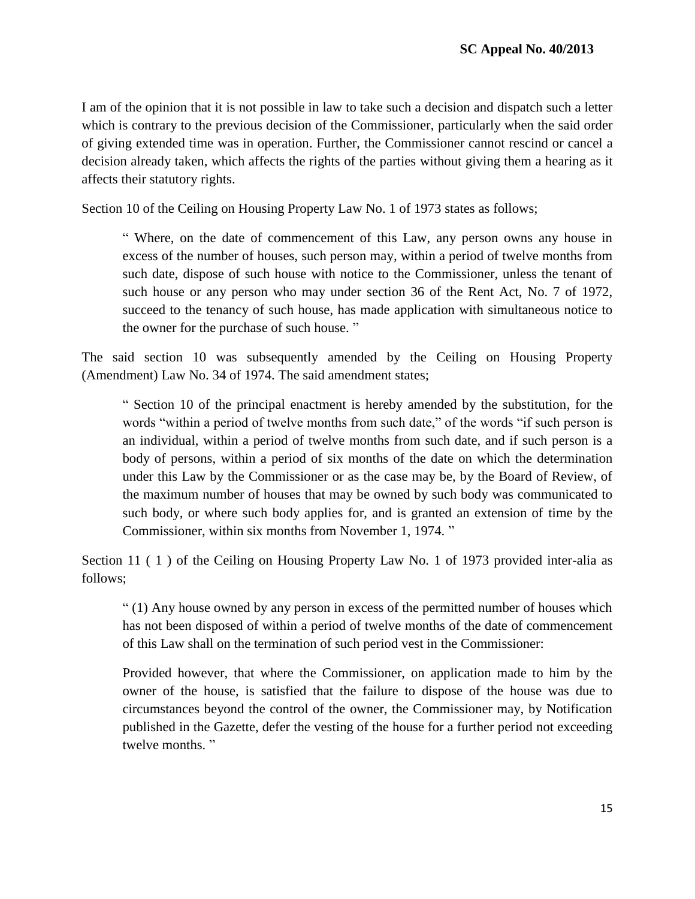I am of the opinion that it is not possible in law to take such a decision and dispatch such a letter which is contrary to the previous decision of the Commissioner, particularly when the said order of giving extended time was in operation. Further, the Commissioner cannot rescind or cancel a decision already taken, which affects the rights of the parties without giving them a hearing as it affects their statutory rights.

Section 10 of the Ceiling on Housing Property Law No. 1 of 1973 states as follows;

> " Where, on the date of commencement of this Law, any person owns any house in excess of the number of houses, such person may, within a period of twelve months from such date, dispose of such house with notice to the Commissioner, unless the tenant of such house or any person who may under section 36 of the Rent Act, No. 7 of 1972, succeed to the tenancy of such house, has made application with simultaneous notice to the owner for the purchase of such house. "

The said section 10 was subsequently amended by the Ceiling on Housing Property (Amendment) Law No. 34 of 1974. The said amendment states;

> " Section 10 of the principal enactment is hereby amended by the substitution, for the words "within a period of twelve months from such date," of the words "if such person is an individual, within a period of twelve months from such date, and if such person is a body of persons, within a period of six months of the date on which the determination under this Law by the Commissioner or as the case may be, by the Board of Review, of the maximum number of houses that may be owned by such body was communicated to such body, or where such body applies for, and is granted an extension of time by the Commissioner, within six months from November 1, 1974. "

Section 11 ( 1 ) of the Ceiling on Housing Property Law No. 1 of 1973 provided inter-alia as follows;

> " (1) Any house owned by any person in excess of the permitted number of houses which has not been disposed of within a period of twelve months of the date of commencement of this Law shall on the termination of such period vest in the Commissioner:
>
> Provided however, that where the Commissioner, on application made to him by the owner of the house, is satisfied that the failure to dispose of the house was due to circumstances beyond the control of the owner, the Commissioner may, by Notification published in the Gazette, defer the vesting of the house for a further period not exceeding twelve months. "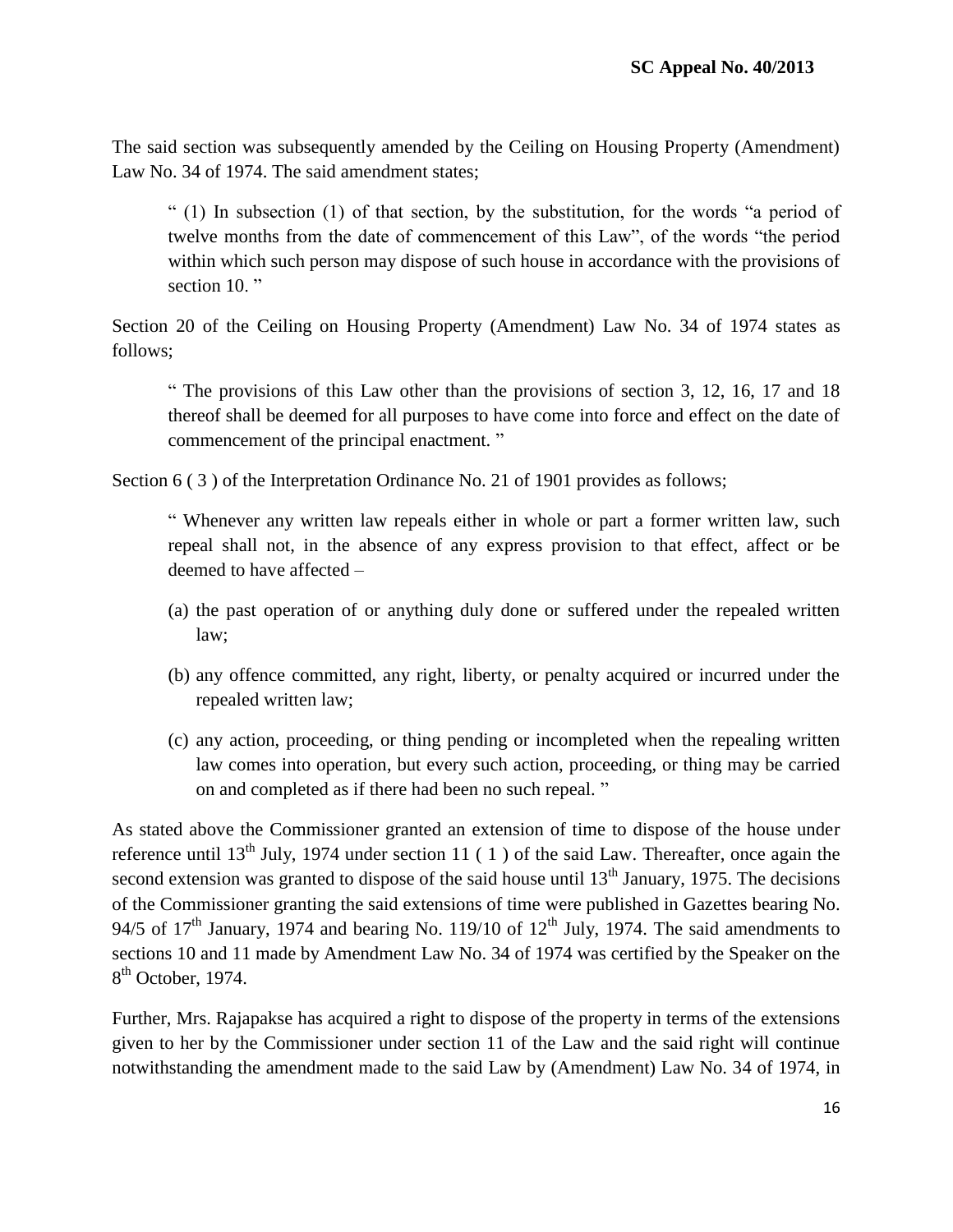The said section was subsequently amended by the Ceiling on Housing Property (Amendment) Law No. 34 of 1974. The said amendment states;

> " (1) In subsection (1) of that section, by the substitution, for the words "a period of twelve months from the date of commencement of this Law", of the words "the period within which such person may dispose of such house in accordance with the provisions of section 10. "

Section 20 of the Ceiling on Housing Property (Amendment) Law No. 34 of 1974 states as follows;

> " The provisions of this Law other than the provisions of section 3, 12, 16, 17 and 18 thereof shall be deemed for all purposes to have come into force and effect on the date of commencement of the principal enactment. "

Section 6 ( 3 ) of the Interpretation Ordinance No. 21 of 1901 provides as follows;

> " Whenever any written law repeals either in whole or part a former written law, such repeal shall not, in the absence of any express provision to that effect, affect or be deemed to have affected –
>
> (a) the past operation of or anything duly done or suffered under the repealed written law;
>
> (b) any offence committed, any right, liberty, or penalty acquired or incurred under the repealed written law;
>
> (c) any action, proceeding, or thing pending or incompleted when the repealing written law comes into operation, but every such action, proceeding, or thing may be carried on and completed as if there had been no such repeal. "

As stated above the Commissioner granted an extension of time to dispose of the house under reference until 13th July, 1974 under section 11 ( 1 ) of the said Law. Thereafter, once again the second extension was granted to dispose of the said house until 13th January, 1975. The decisions of the Commissioner granting the said extensions of time were published in Gazettes bearing No. 94/5 of 17th January, 1974 and bearing No. 119/10 of 12th July, 1974. The said amendments to sections 10 and 11 made by Amendment Law No. 34 of 1974 was certified by the Speaker on the 8th October, 1974.

Further, Mrs. Rajapakse has acquired a right to dispose of the property in terms of the extensions given to her by the Commissioner under section 11 of the Law and the said right will continue notwithstanding the amendment made to the said Law by (Amendment) Law No. 34 of 1974, in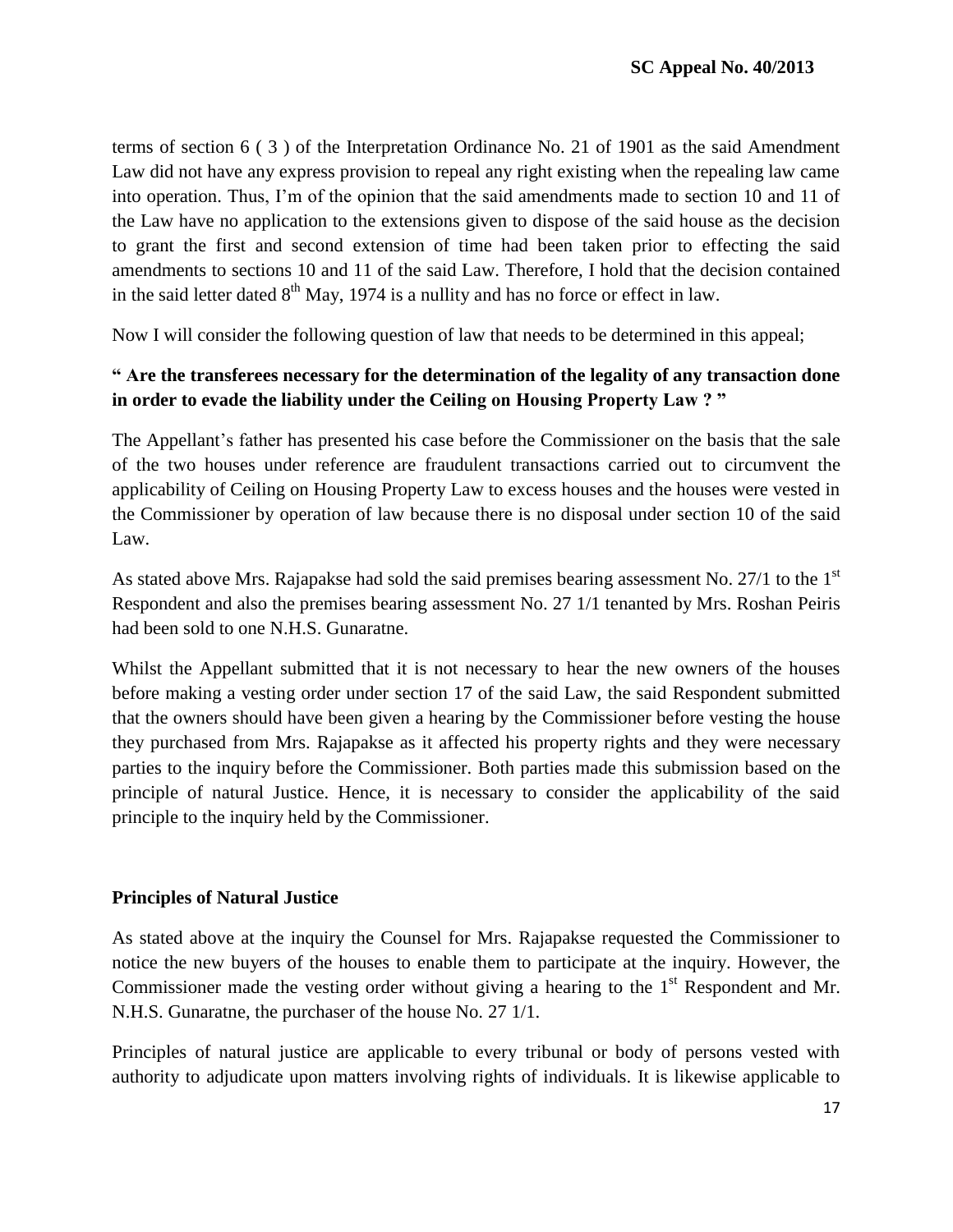terms of section 6 ( 3 ) of the Interpretation Ordinance No. 21 of 1901 as the said Amendment Law did not have any express provision to repeal any right existing when the repealing law came into operation. Thus, I'm of the opinion that the said amendments made to section 10 and 11 of the Law have no application to the extensions given to dispose of the said house as the decision to grant the first and second extension of time had been taken prior to effecting the said amendments to sections 10 and 11 of the said Law. Therefore, I hold that the decision contained in the said letter dated 8th May, 1974 is a nullity and has no force or effect in law.

Now I will consider the following question of law that needs to be determined in this appeal;

**" Are the transferees necessary for the determination of the legality of any transaction done in order to evade the liability under the Ceiling on Housing Property Law ? "**

The Appellant's father has presented his case before the Commissioner on the basis that the sale of the two houses under reference are fraudulent transactions carried out to circumvent the applicability of Ceiling on Housing Property Law to excess houses and the houses were vested in the Commissioner by operation of law because there is no disposal under section 10 of the said Law.

As stated above Mrs. Rajapakse had sold the said premises bearing assessment No. 27/1 to the 1st Respondent and also the premises bearing assessment No. 27 1/1 tenanted by Mrs. Roshan Peiris had been sold to one N.H.S. Gunaratne.

Whilst the Appellant submitted that it is not necessary to hear the new owners of the houses before making a vesting order under section 17 of the said Law, the said Respondent submitted that the owners should have been given a hearing by the Commissioner before vesting the house they purchased from Mrs. Rajapakse as it affected his property rights and they were necessary parties to the inquiry before the Commissioner. Both parties made this submission based on the principle of natural Justice. Hence, it is necessary to consider the applicability of the said principle to the inquiry held by the Commissioner.

**Principles of Natural Justice**

As stated above at the inquiry the Counsel for Mrs. Rajapakse requested the Commissioner to notice the new buyers of the houses to enable them to participate at the inquiry. However, the Commissioner made the vesting order without giving a hearing to the 1st Respondent and Mr. N.H.S. Gunaratne, the purchaser of the house No. 27 1/1.

Principles of natural justice are applicable to every tribunal or body of persons vested with authority to adjudicate upon matters involving rights of individuals. It is likewise applicable to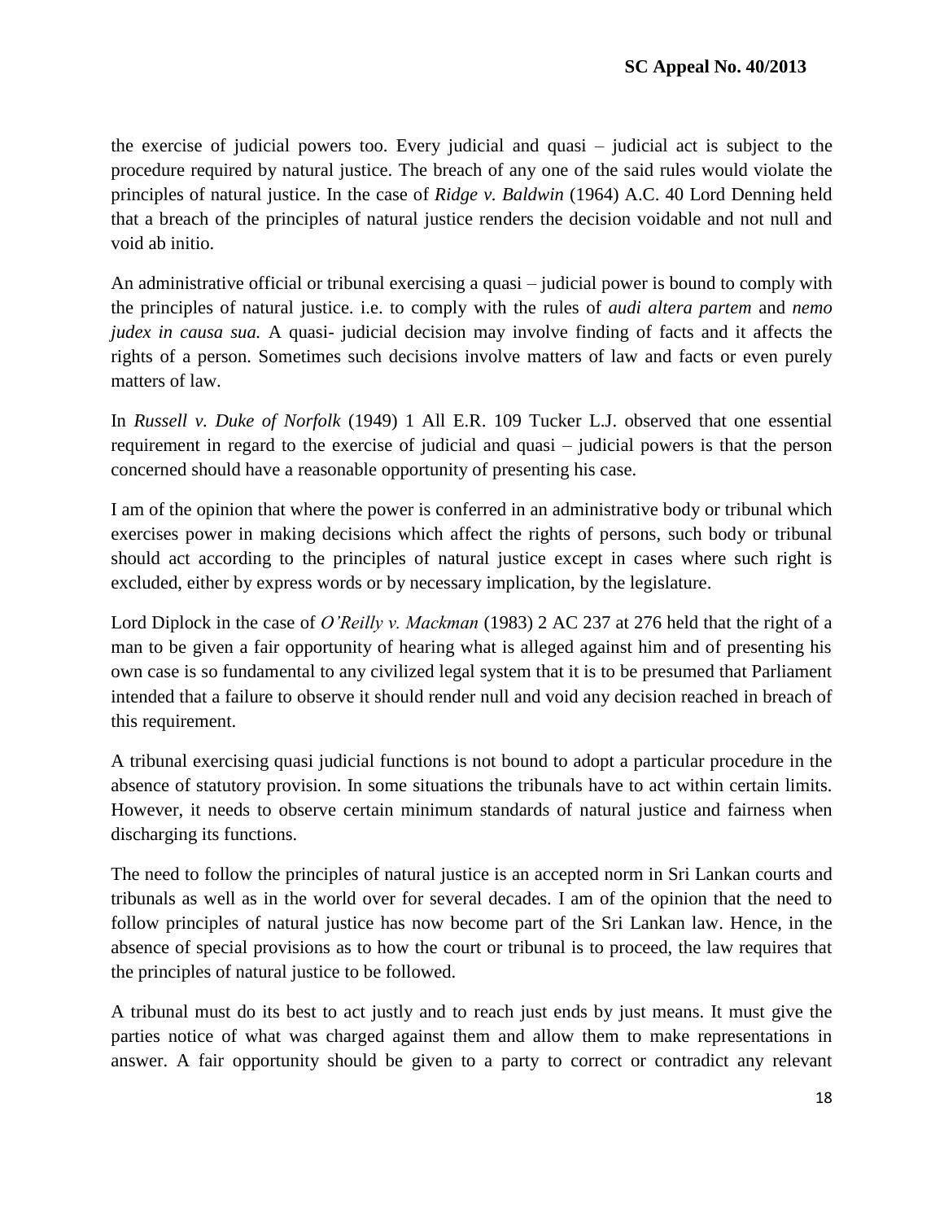the exercise of judicial powers too. Every judicial and quasi – judicial act is subject to the procedure required by natural justice. The breach of any one of the said rules would violate the principles of natural justice. In the case of *Ridge v. Baldwin* (1964) A.C. 40 Lord Denning held that a breach of the principles of natural justice renders the decision voidable and not null and void ab initio.

An administrative official or tribunal exercising a quasi – judicial power is bound to comply with the principles of natural justice. i.e. to comply with the rules of *audi altera partem* and *nemo judex in causa sua.* A quasi- judicial decision may involve finding of facts and it affects the rights of a person. Sometimes such decisions involve matters of law and facts or even purely matters of law.

In *Russell v. Duke of Norfolk* (1949) 1 All E.R. 109 Tucker L.J. observed that one essential requirement in regard to the exercise of judicial and quasi – judicial powers is that the person concerned should have a reasonable opportunity of presenting his case.

I am of the opinion that where the power is conferred in an administrative body or tribunal which exercises power in making decisions which affect the rights of persons, such body or tribunal should act according to the principles of natural justice except in cases where such right is excluded, either by express words or by necessary implication, by the legislature.

Lord Diplock in the case of *O'Reilly v. Mackman* (1983) 2 AC 237 at 276 held that the right of a man to be given a fair opportunity of hearing what is alleged against him and of presenting his own case is so fundamental to any civilized legal system that it is to be presumed that Parliament intended that a failure to observe it should render null and void any decision reached in breach of this requirement.

A tribunal exercising quasi judicial functions is not bound to adopt a particular procedure in the absence of statutory provision. In some situations the tribunals have to act within certain limits. However, it needs to observe certain minimum standards of natural justice and fairness when discharging its functions.

The need to follow the principles of natural justice is an accepted norm in Sri Lankan courts and tribunals as well as in the world over for several decades. I am of the opinion that the need to follow principles of natural justice has now become part of the Sri Lankan law. Hence, in the absence of special provisions as to how the court or tribunal is to proceed, the law requires that the principles of natural justice to be followed.

A tribunal must do its best to act justly and to reach just ends by just means. It must give the parties notice of what was charged against them and allow them to make representations in answer. A fair opportunity should be given to a party to correct or contradict any relevant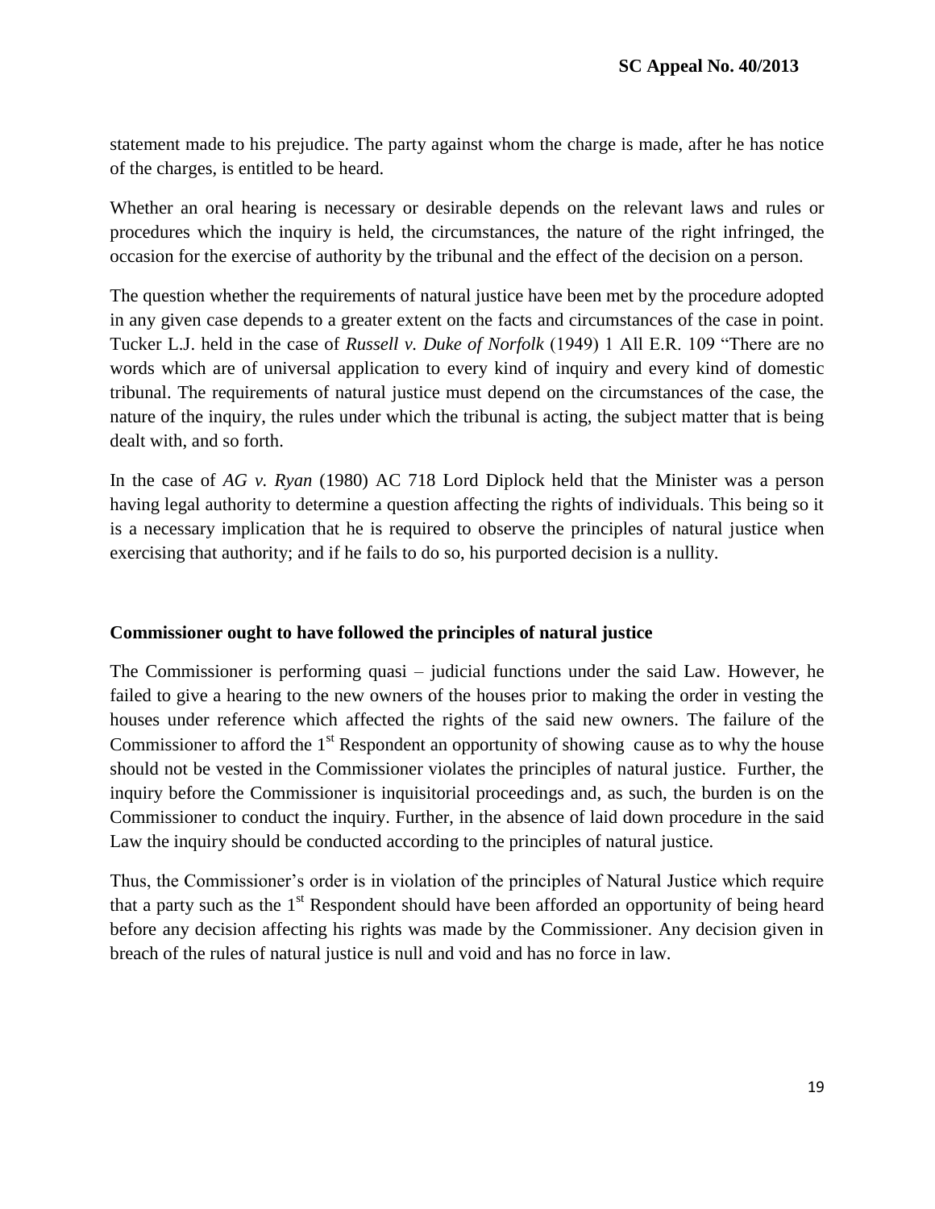statement made to his prejudice. The party against whom the charge is made, after he has notice of the charges, is entitled to be heard.

Whether an oral hearing is necessary or desirable depends on the relevant laws and rules or procedures which the inquiry is held, the circumstances, the nature of the right infringed, the occasion for the exercise of authority by the tribunal and the effect of the decision on a person.

The question whether the requirements of natural justice have been met by the procedure adopted in any given case depends to a greater extent on the facts and circumstances of the case in point. Tucker L.J. held in the case of *Russell v. Duke of Norfolk* (1949) 1 All E.R. 109 "There are no words which are of universal application to every kind of inquiry and every kind of domestic tribunal. The requirements of natural justice must depend on the circumstances of the case, the nature of the inquiry, the rules under which the tribunal is acting, the subject matter that is being dealt with, and so forth.

In the case of *AG v. Ryan* (1980) AC 718 Lord Diplock held that the Minister was a person having legal authority to determine a question affecting the rights of individuals. This being so it is a necessary implication that he is required to observe the principles of natural justice when exercising that authority; and if he fails to do so, his purported decision is a nullity.

**Commissioner ought to have followed the principles of natural justice**

The Commissioner is performing quasi – judicial functions under the said Law. However, he failed to give a hearing to the new owners of the houses prior to making the order in vesting the houses under reference which affected the rights of the said new owners. The failure of the Commissioner to afford the 1st Respondent an opportunity of showing cause as to why the house should not be vested in the Commissioner violates the principles of natural justice. Further, the inquiry before the Commissioner is inquisitorial proceedings and, as such, the burden is on the Commissioner to conduct the inquiry. Further, in the absence of laid down procedure in the said Law the inquiry should be conducted according to the principles of natural justice.

Thus, the Commissioner's order is in violation of the principles of Natural Justice which require that a party such as the 1st Respondent should have been afforded an opportunity of being heard before any decision affecting his rights was made by the Commissioner. Any decision given in breach of the rules of natural justice is null and void and has no force in law.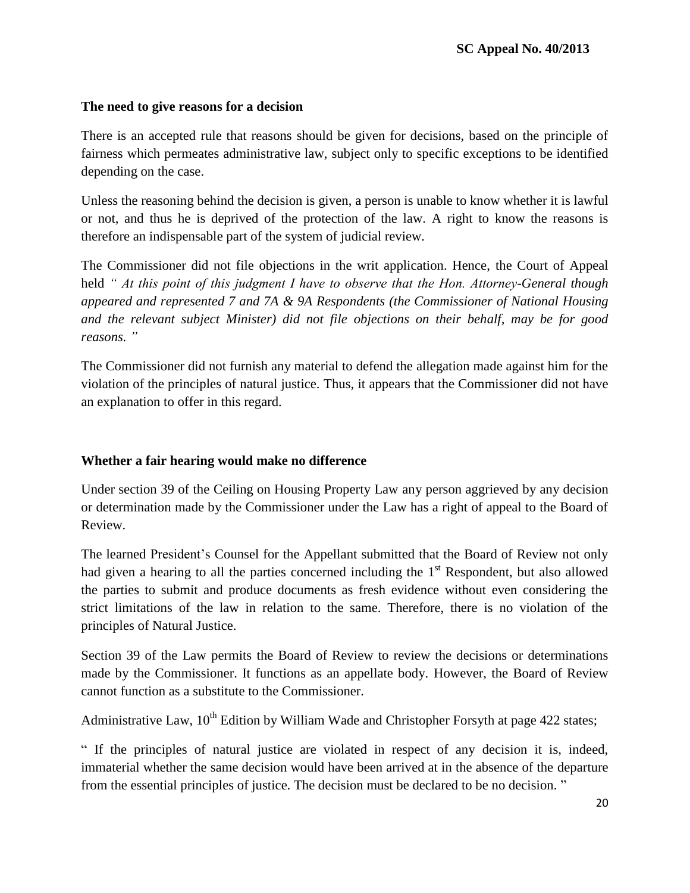**The need to give reasons for a decision**

There is an accepted rule that reasons should be given for decisions, based on the principle of fairness which permeates administrative law, subject only to specific exceptions to be identified depending on the case.

Unless the reasoning behind the decision is given, a person is unable to know whether it is lawful or not, and thus he is deprived of the protection of the law. A right to know the reasons is therefore an indispensable part of the system of judicial review.

The Commissioner did not file objections in the writ application. Hence, the Court of Appeal held *" At this point of this judgment I have to observe that the Hon. Attorney-General though appeared and represented 7 and 7A & 9A Respondents (the Commissioner of National Housing and the relevant subject Minister) did not file objections on their behalf, may be for good reasons. "*

The Commissioner did not furnish any material to defend the allegation made against him for the violation of the principles of natural justice. Thus, it appears that the Commissioner did not have an explanation to offer in this regard.

**Whether a fair hearing would make no difference**

Under section 39 of the Ceiling on Housing Property Law any person aggrieved by any decision or determination made by the Commissioner under the Law has a right of appeal to the Board of Review.

The learned President's Counsel for the Appellant submitted that the Board of Review not only had given a hearing to all the parties concerned including the 1st Respondent, but also allowed the parties to submit and produce documents as fresh evidence without even considering the strict limitations of the law in relation to the same. Therefore, there is no violation of the principles of Natural Justice.

Section 39 of the Law permits the Board of Review to review the decisions or determinations made by the Commissioner. It functions as an appellate body. However, the Board of Review cannot function as a substitute to the Commissioner.

Administrative Law, 10th Edition by William Wade and Christopher Forsyth at page 422 states;

" If the principles of natural justice are violated in respect of any decision it is, indeed, immaterial whether the same decision would have been arrived at in the absence of the departure from the essential principles of justice. The decision must be declared to be no decision. "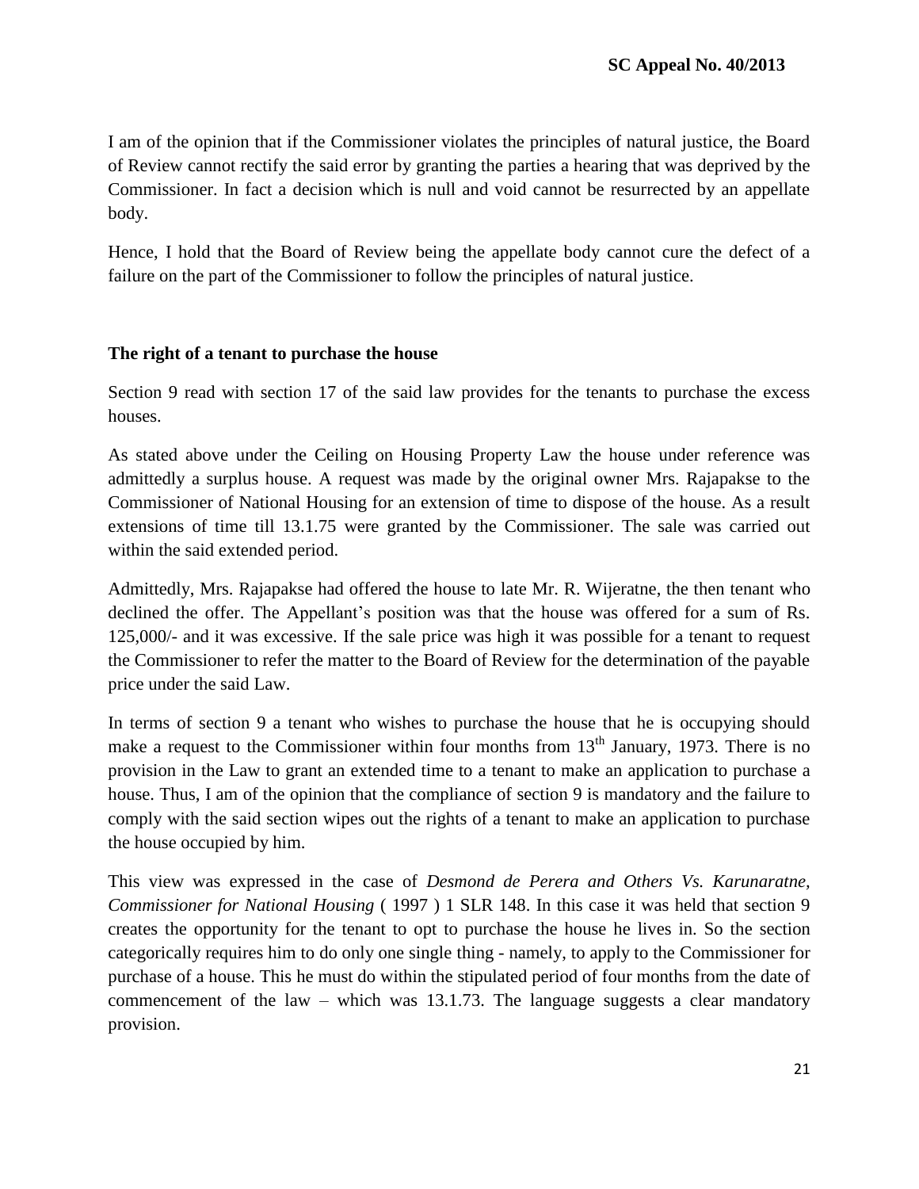I am of the opinion that if the Commissioner violates the principles of natural justice, the Board of Review cannot rectify the said error by granting the parties a hearing that was deprived by the Commissioner. In fact a decision which is null and void cannot be resurrected by an appellate body.

Hence, I hold that the Board of Review being the appellate body cannot cure the defect of a failure on the part of the Commissioner to follow the principles of natural justice.

**The right of a tenant to purchase the house**

Section 9 read with section 17 of the said law provides for the tenants to purchase the excess houses.

As stated above under the Ceiling on Housing Property Law the house under reference was admittedly a surplus house. A request was made by the original owner Mrs. Rajapakse to the Commissioner of National Housing for an extension of time to dispose of the house. As a result extensions of time till 13.1.75 were granted by the Commissioner. The sale was carried out within the said extended period.

Admittedly, Mrs. Rajapakse had offered the house to late Mr. R. Wijeratne, the then tenant who declined the offer. The Appellant's position was that the house was offered for a sum of Rs. 125,000/- and it was excessive. If the sale price was high it was possible for a tenant to request the Commissioner to refer the matter to the Board of Review for the determination of the payable price under the said Law.

In terms of section 9 a tenant who wishes to purchase the house that he is occupying should make a request to the Commissioner within four months from 13th January, 1973. There is no provision in the Law to grant an extended time to a tenant to make an application to purchase a house. Thus, I am of the opinion that the compliance of section 9 is mandatory and the failure to comply with the said section wipes out the rights of a tenant to make an application to purchase the house occupied by him.

This view was expressed in the case of *Desmond de Perera and Others Vs. Karunaratne, Commissioner for National Housing* ( 1997 ) 1 SLR 148. In this case it was held that section 9 creates the opportunity for the tenant to opt to purchase the house he lives in. So the section categorically requires him to do only one single thing - namely, to apply to the Commissioner for purchase of a house. This he must do within the stipulated period of four months from the date of commencement of the law – which was 13.1.73. The language suggests a clear mandatory provision.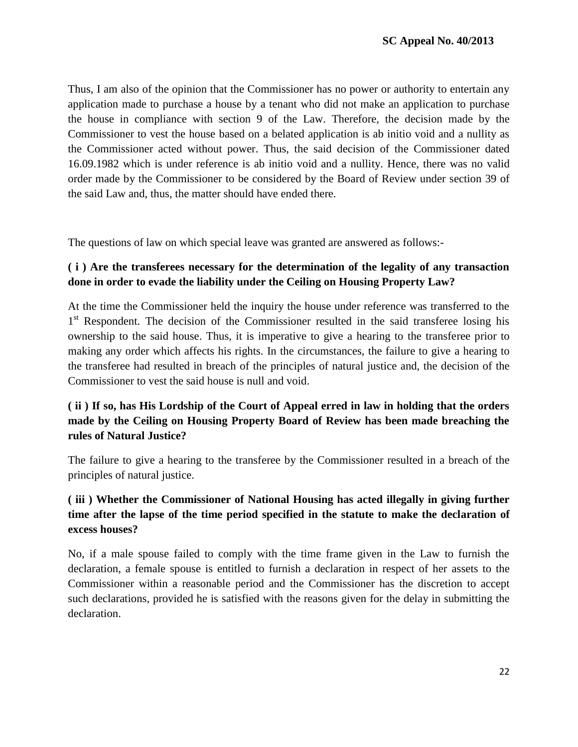Thus, I am also of the opinion that the Commissioner has no power or authority to entertain any application made to purchase a house by a tenant who did not make an application to purchase the house in compliance with section 9 of the Law. Therefore, the decision made by the Commissioner to vest the house based on a belated application is ab initio void and a nullity as the Commissioner acted without power. Thus, the said decision of the Commissioner dated 16.09.1982 which is under reference is ab initio void and a nullity. Hence, there was no valid order made by the Commissioner to be considered by the Board of Review under section 39 of the said Law and, thus, the matter should have ended there.

The questions of law on which special leave was granted are answered as follows:-

**( i ) Are the transferees necessary for the determination of the legality of any transaction done in order to evade the liability under the Ceiling on Housing Property Law?**

At the time the Commissioner held the inquiry the house under reference was transferred to the 1st Respondent. The decision of the Commissioner resulted in the said transferee losing his ownership to the said house. Thus, it is imperative to give a hearing to the transferee prior to making any order which affects his rights. In the circumstances, the failure to give a hearing to the transferee had resulted in breach of the principles of natural justice and, the decision of the Commissioner to vest the said house is null and void.

**( ii ) If so, has His Lordship of the Court of Appeal erred in law in holding that the orders made by the Ceiling on Housing Property Board of Review has been made breaching the rules of Natural Justice?**

The failure to give a hearing to the transferee by the Commissioner resulted in a breach of the principles of natural justice.

**( iii ) Whether the Commissioner of National Housing has acted illegally in giving further time after the lapse of the time period specified in the statute to make the declaration of excess houses?**

No, if a male spouse failed to comply with the time frame given in the Law to furnish the declaration, a female spouse is entitled to furnish a declaration in respect of her assets to the Commissioner within a reasonable period and the Commissioner has the discretion to accept such declarations, provided he is satisfied with the reasons given for the delay in submitting the declaration.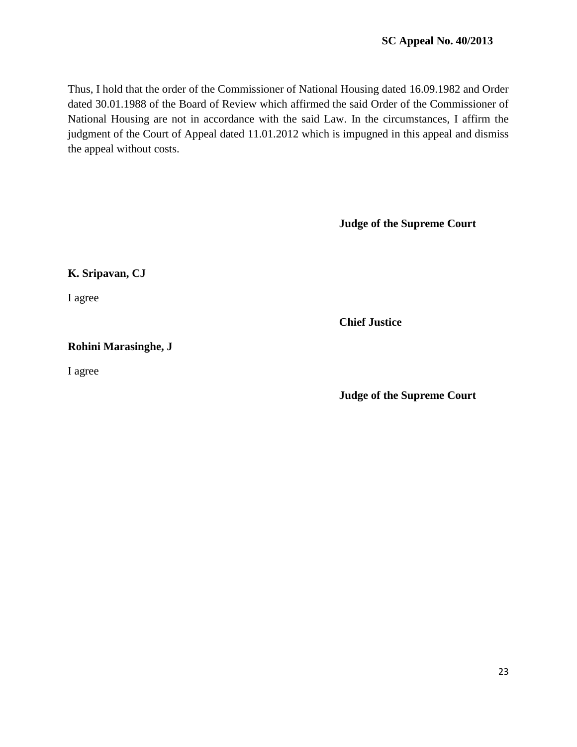Thus, I hold that the order of the Commissioner of National Housing dated 16.09.1982 and Order dated 30.01.1988 of the Board of Review which affirmed the said Order of the Commissioner of National Housing are not in accordance with the said Law. In the circumstances, I affirm the judgment of the Court of Appeal dated 11.01.2012 which is impugned in this appeal and dismiss the appeal without costs.

**Judge of the Supreme Court**

**K. Sripavan, CJ**

I agree

**Chief Justice**

**Rohini Marasinghe, J**

I agree

**Judge of the Supreme Court**